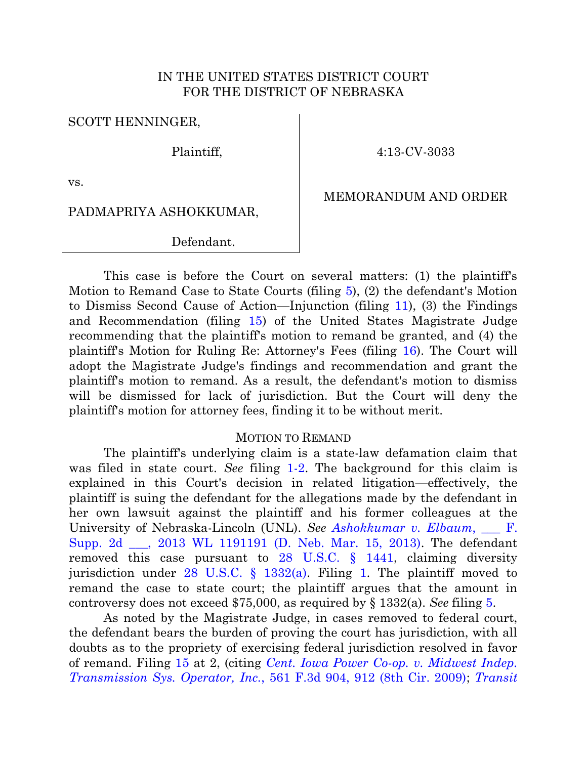IN THE UNITED STATES DISTRICT COURT
FOR THE DISTRICT OF NEBRASKA

SCOTT HENNINGER,

Plaintiff,

vs.

PADMAPRIYA ASHOKKUMAR,

Defendant.

4:13-CV-3033

MEMORANDUM AND ORDER

This case is before the Court on several matters: (1) the plaintiff's Motion to Remand Case to State Courts (filing 5), (2) the defendant's Motion to Dismiss Second Cause of Action—Injunction (filing 11), (3) the Findings and Recommendation (filing 15) of the United States Magistrate Judge recommending that the plaintiff's motion to remand be granted, and (4) the plaintiff's Motion for Ruling Re: Attorney's Fees (filing 16). The Court will adopt the Magistrate Judge's findings and recommendation and grant the plaintiff's motion to remand. As a result, the defendant's motion to dismiss will be dismissed for lack of jurisdiction. But the Court will deny the plaintiff's motion for attorney fees, finding it to be without merit.

## MOTION TO REMAND

The plaintiff's underlying claim is a state-law defamation claim that was filed in state court. *See* filing 1-2. The background for this claim is explained in this Court's decision in related litigation—effectively, the plaintiff is suing the defendant for the allegations made by the defendant in her own lawsuit against the plaintiff and his former colleagues at the University of Nebraska-Lincoln (UNL). *See Ashokkumar v. Elbaum*, ___ F. Supp. 2d ___, 2013 WL 1191191 (D. Neb. Mar. 15, 2013). The defendant removed this case pursuant to 28 U.S.C. § 1441, claiming diversity jurisdiction under 28 U.S.C. § 1332(a). Filing 1. The plaintiff moved to remand the case to state court; the plaintiff argues that the amount in controversy does not exceed $75,000, as required by § 1332(a). *See* filing 5.

As noted by the Magistrate Judge, in cases removed to federal court, the defendant bears the burden of proving the court has jurisdiction, with all doubts as to the propriety of exercising federal jurisdiction resolved in favor of remand. Filing 15 at 2, (citing *Cent. Iowa Power Co-op. v. Midwest Indep. Transmission Sys. Operator, Inc.*, 561 F.3d 904, 912 (8th Cir. 2009); *Transit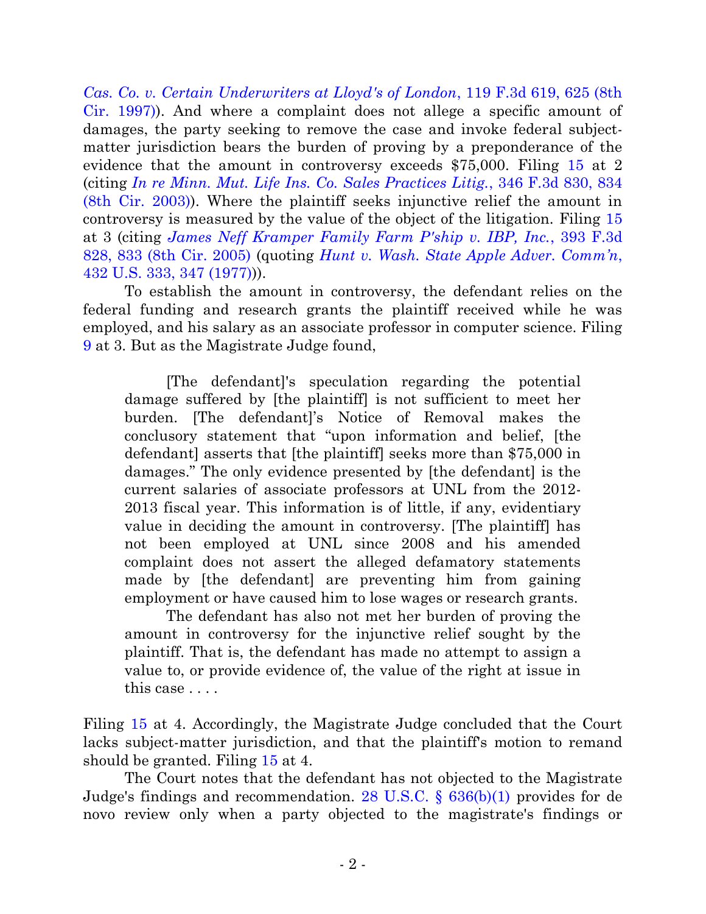*Cas. Co. v. Certain Underwriters at Lloyd's of London*, 119 F.3d 619, 625 (8th Cir. 1997)). And where a complaint does not allege a specific amount of damages, the party seeking to remove the case and invoke federal subject-matter jurisdiction bears the burden of proving by a preponderance of the evidence that the amount in controversy exceeds $75,000. Filing 15 at 2 (citing *In re Minn. Mut. Life Ins. Co. Sales Practices Litig.*, 346 F.3d 830, 834 (8th Cir. 2003)). Where the plaintiff seeks injunctive relief the amount in controversy is measured by the value of the object of the litigation. Filing 15 at 3 (citing *James Neff Kramper Family Farm P'ship v. IBP, Inc.*, 393 F.3d 828, 833 (8th Cir. 2005) (quoting *Hunt v. Wash. State Apple Adver. Comm'n*, 432 U.S. 333, 347 (1977))).

To establish the amount in controversy, the defendant relies on the federal funding and research grants the plaintiff received while he was employed, and his salary as an associate professor in computer science. Filing 9 at 3. But as the Magistrate Judge found,

> [The defendant]'s speculation regarding the potential damage suffered by [the plaintiff] is not sufficient to meet her burden. [The defendant]'s Notice of Removal makes the conclusory statement that "upon information and belief, [the defendant] asserts that [the plaintiff] seeks more than $75,000 in damages." The only evidence presented by [the defendant] is the current salaries of associate professors at UNL from the 2012-2013 fiscal year. This information is of little, if any, evidentiary value in deciding the amount in controversy. [The plaintiff] has not been employed at UNL since 2008 and his amended complaint does not assert the alleged defamatory statements made by [the defendant] are preventing him from gaining employment or have caused him to lose wages or research grants.
>
> The defendant has also not met her burden of proving the amount in controversy for the injunctive relief sought by the plaintiff. That is, the defendant has made no attempt to assign a value to, or provide evidence of, the value of the right at issue in this case . . . .

Filing 15 at 4. Accordingly, the Magistrate Judge concluded that the Court lacks subject-matter jurisdiction, and that the plaintiff's motion to remand should be granted. Filing 15 at 4.

The Court notes that the defendant has not objected to the Magistrate Judge's findings and recommendation. 28 U.S.C. § 636(b)(1) provides for de novo review only when a party objected to the magistrate's findings or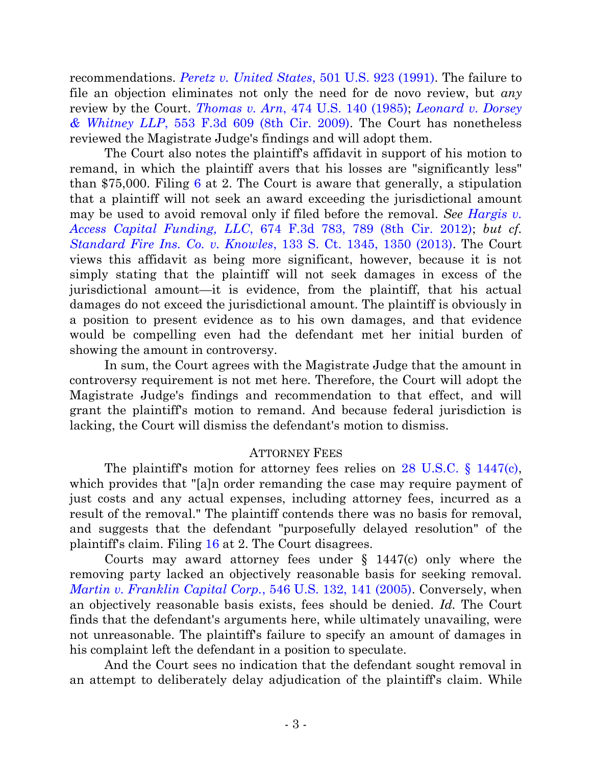recommendations. *Peretz v. United States*, 501 U.S. 923 (1991). The failure to file an objection eliminates not only the need for de novo review, but *any* review by the Court. *Thomas v. Arn*, 474 U.S. 140 (1985); *Leonard v. Dorsey & Whitney LLP*, 553 F.3d 609 (8th Cir. 2009). The Court has nonetheless reviewed the Magistrate Judge's findings and will adopt them.

The Court also notes the plaintiff's affidavit in support of his motion to remand, in which the plaintiff avers that his losses are "significantly less" than $75,000. Filing 6 at 2. The Court is aware that generally, a stipulation that a plaintiff will not seek an award exceeding the jurisdictional amount may be used to avoid removal only if filed before the removal. *See Hargis v. Access Capital Funding, LLC*, 674 F.3d 783, 789 (8th Cir. 2012); *but cf. Standard Fire Ins. Co. v. Knowles*, 133 S. Ct. 1345, 1350 (2013). The Court views this affidavit as being more significant, however, because it is not simply stating that the plaintiff will not seek damages in excess of the jurisdictional amount—it is evidence, from the plaintiff, that his actual damages do not exceed the jurisdictional amount. The plaintiff is obviously in a position to present evidence as to his own damages, and that evidence would be compelling even had the defendant met her initial burden of showing the amount in controversy.

In sum, the Court agrees with the Magistrate Judge that the amount in controversy requirement is not met here. Therefore, the Court will adopt the Magistrate Judge's findings and recommendation to that effect, and will grant the plaintiff's motion to remand. And because federal jurisdiction is lacking, the Court will dismiss the defendant's motion to dismiss.

## ATTORNEY FEES

The plaintiff's motion for attorney fees relies on 28 U.S.C. § 1447(c), which provides that "[a]n order remanding the case may require payment of just costs and any actual expenses, including attorney fees, incurred as a result of the removal." The plaintiff contends there was no basis for removal, and suggests that the defendant "purposefully delayed resolution" of the plaintiff's claim. Filing 16 at 2. The Court disagrees.

Courts may award attorney fees under § 1447(c) only where the removing party lacked an objectively reasonable basis for seeking removal. *Martin v. Franklin Capital Corp.*, 546 U.S. 132, 141 (2005). Conversely, when an objectively reasonable basis exists, fees should be denied. *Id.* The Court finds that the defendant's arguments here, while ultimately unavailing, were not unreasonable. The plaintiff's failure to specify an amount of damages in his complaint left the defendant in a position to speculate.

And the Court sees no indication that the defendant sought removal in an attempt to deliberately delay adjudication of the plaintiff's claim. While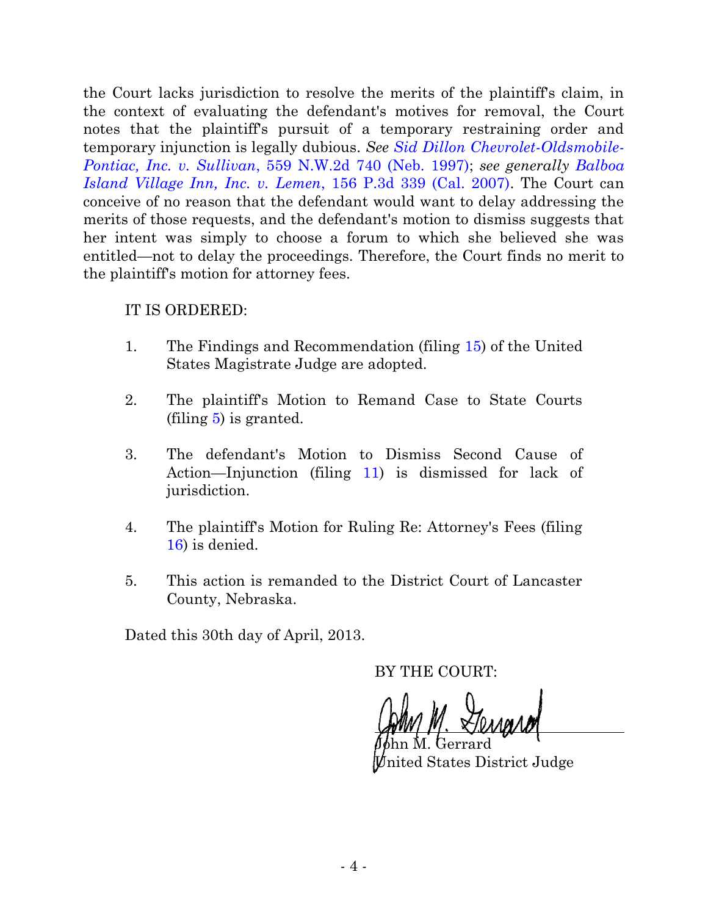the Court lacks jurisdiction to resolve the merits of the plaintiff's claim, in the context of evaluating the defendant's motives for removal, the Court notes that the plaintiff's pursuit of a temporary restraining order and temporary injunction is legally dubious. *See Sid Dillon Chevrolet-Oldsmobile-Pontiac, Inc. v. Sullivan*, 559 N.W.2d 740 (Neb. 1997); *see generally Balboa Island Village Inn, Inc. v. Lemen*, 156 P.3d 339 (Cal. 2007). The Court can conceive of no reason that the defendant would want to delay addressing the merits of those requests, and the defendant's motion to dismiss suggests that her intent was simply to choose a forum to which she believed she was entitled—not to delay the proceedings. Therefore, the Court finds no merit to the plaintiff's motion for attorney fees.

IT IS ORDERED:

1. The Findings and Recommendation (filing 15) of the United States Magistrate Judge are adopted.

2. The plaintiff's Motion to Remand Case to State Courts (filing 5) is granted.

3. The defendant's Motion to Dismiss Second Cause of Action—Injunction (filing 11) is dismissed for lack of jurisdiction.

4. The plaintiff's Motion for Ruling Re: Attorney's Fees (filing 16) is denied.

5. This action is remanded to the District Court of Lancaster County, Nebraska.

Dated this 30th day of April, 2013.

BY THE COURT:

John M. Gerrard
United States District Judge